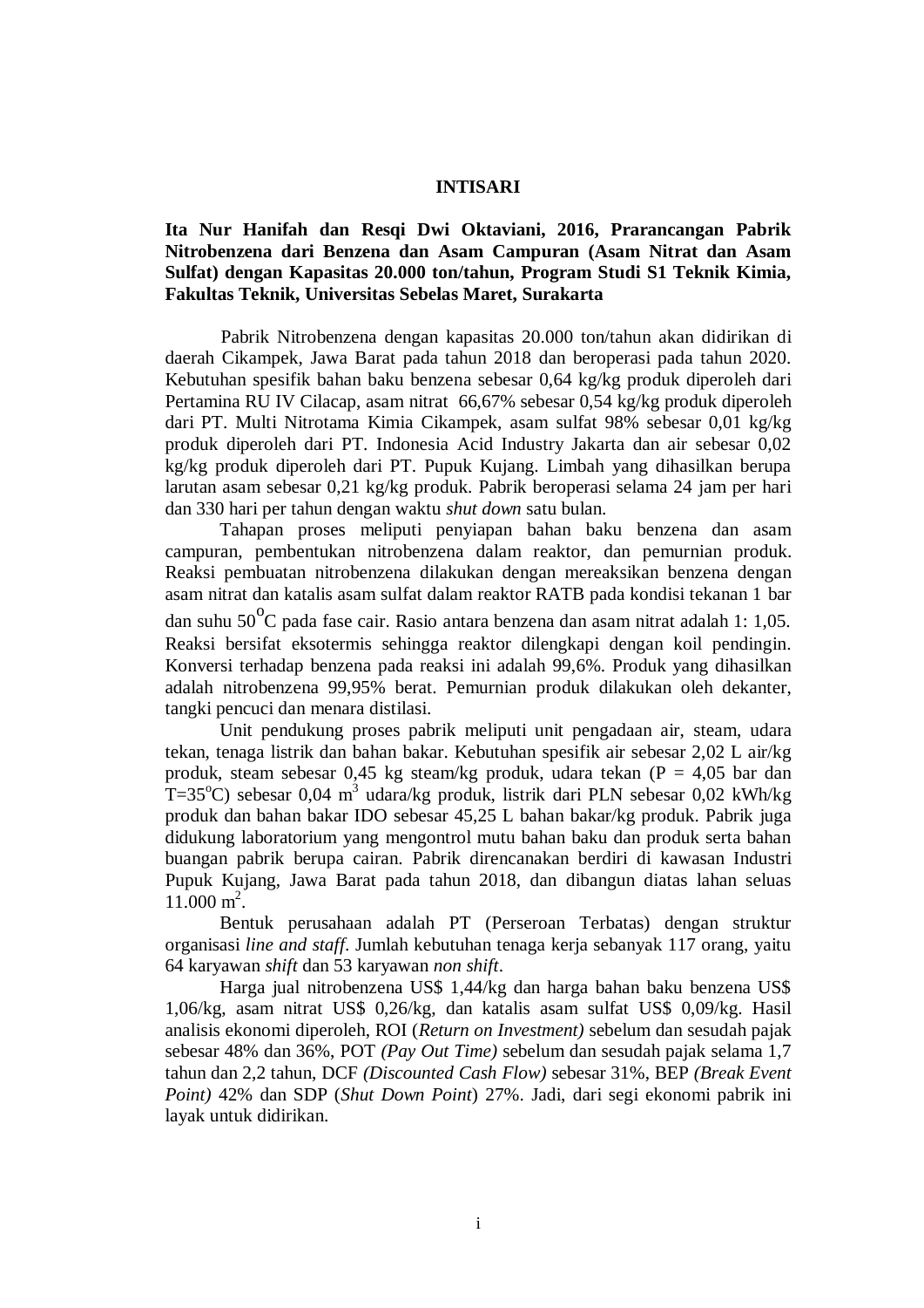# INTISARI

**Ita Nur Hanifah dan Resqi Dwi Oktaviani, 2016, Prarancangan Pabrik Nitrobenzena dari Benzena dan Asam Campuran (Asam Nitrat dan Asam Sulfat) dengan Kapasitas 20.000 ton/tahun, Program Studi S1 Teknik Kimia, Fakultas Teknik, Universitas Sebelas Maret, Surakarta**

Pabrik Nitrobenzena dengan kapasitas 20.000 ton/tahun akan didirikan di daerah Cikampek, Jawa Barat pada tahun 2018 dan beroperasi pada tahun 2020. Kebutuhan spesifik bahan baku benzena sebesar 0,64 kg/kg produk diperoleh dari Pertamina RU IV Cilacap, asam nitrat 66,67% sebesar 0,54 kg/kg produk diperoleh dari PT. Multi Nitrotama Kimia Cikampek, asam sulfat 98% sebesar 0,01 kg/kg produk diperoleh dari PT. Indonesia Acid Industry Jakarta dan air sebesar 0,02 kg/kg produk diperoleh dari PT. Pupuk Kujang. Limbah yang dihasilkan berupa larutan asam sebesar 0,21 kg/kg produk. Pabrik beroperasi selama 24 jam per hari dan 330 hari per tahun dengan waktu *shut down* satu bulan.

Tahapan proses meliputi penyiapan bahan baku benzena dan asam campuran, pembentukan nitrobenzena dalam reaktor, dan pemurnian produk. Reaksi pembuatan nitrobenzena dilakukan dengan mereaksikan benzena dengan asam nitrat dan katalis asam sulfat dalam reaktor RATB pada kondisi tekanan 1 bar dan suhu 50$^{o}$C pada fase cair. Rasio antara benzena dan asam nitrat adalah 1: 1,05. Reaksi bersifat eksotermis sehingga reaktor dilengkapi dengan koil pendingin. Konversi terhadap benzena pada reaksi ini adalah 99,6%. Produk yang dihasilkan adalah nitrobenzena 99,95% berat. Pemurnian produk dilakukan oleh dekanter, tangki pencuci dan menara distilasi.

Unit pendukung proses pabrik meliputi unit pengadaan air, steam, udara tekan, tenaga listrik dan bahan bakar. Kebutuhan spesifik air sebesar 2,02 L air/kg produk, steam sebesar 0,45 kg steam/kg produk, udara tekan (P = 4,05 bar dan T=35$^{o}$C) sebesar 0,04 m$^3$ udara/kg produk, listrik dari PLN sebesar 0,02 kWh/kg produk dan bahan bakar IDO sebesar 45,25 L bahan bakar/kg produk. Pabrik juga didukung laboratorium yang mengontrol mutu bahan baku dan produk serta bahan buangan pabrik berupa cairan. Pabrik direncanakan berdiri di kawasan Industri Pupuk Kujang, Jawa Barat pada tahun 2018, dan dibangun diatas lahan seluas 11.000 m$^2$.

Bentuk perusahaan adalah PT (Perseroan Terbatas) dengan struktur organisasi *line and staff*. Jumlah kebutuhan tenaga kerja sebanyak 117 orang, yaitu 64 karyawan *shift* dan 53 karyawan *non shift*.

Harga jual nitrobenzena US$ 1,44/kg dan harga bahan baku benzena US$ 1,06/kg, asam nitrat US$ 0,26/kg, dan katalis asam sulfat US$ 0,09/kg. Hasil analisis ekonomi diperoleh, ROI (*Return on Investment)* sebelum dan sesudah pajak sebesar 48% dan 36%, POT *(Pay Out Time)* sebelum dan sesudah pajak selama 1,7 tahun dan 2,2 tahun, DCF *(Discounted Cash Flow)* sebesar 31%, BEP *(Break Event Point)* 42% dan SDP (*Shut Down Point*) 27%. Jadi, dari segi ekonomi pabrik ini layak untuk didirikan.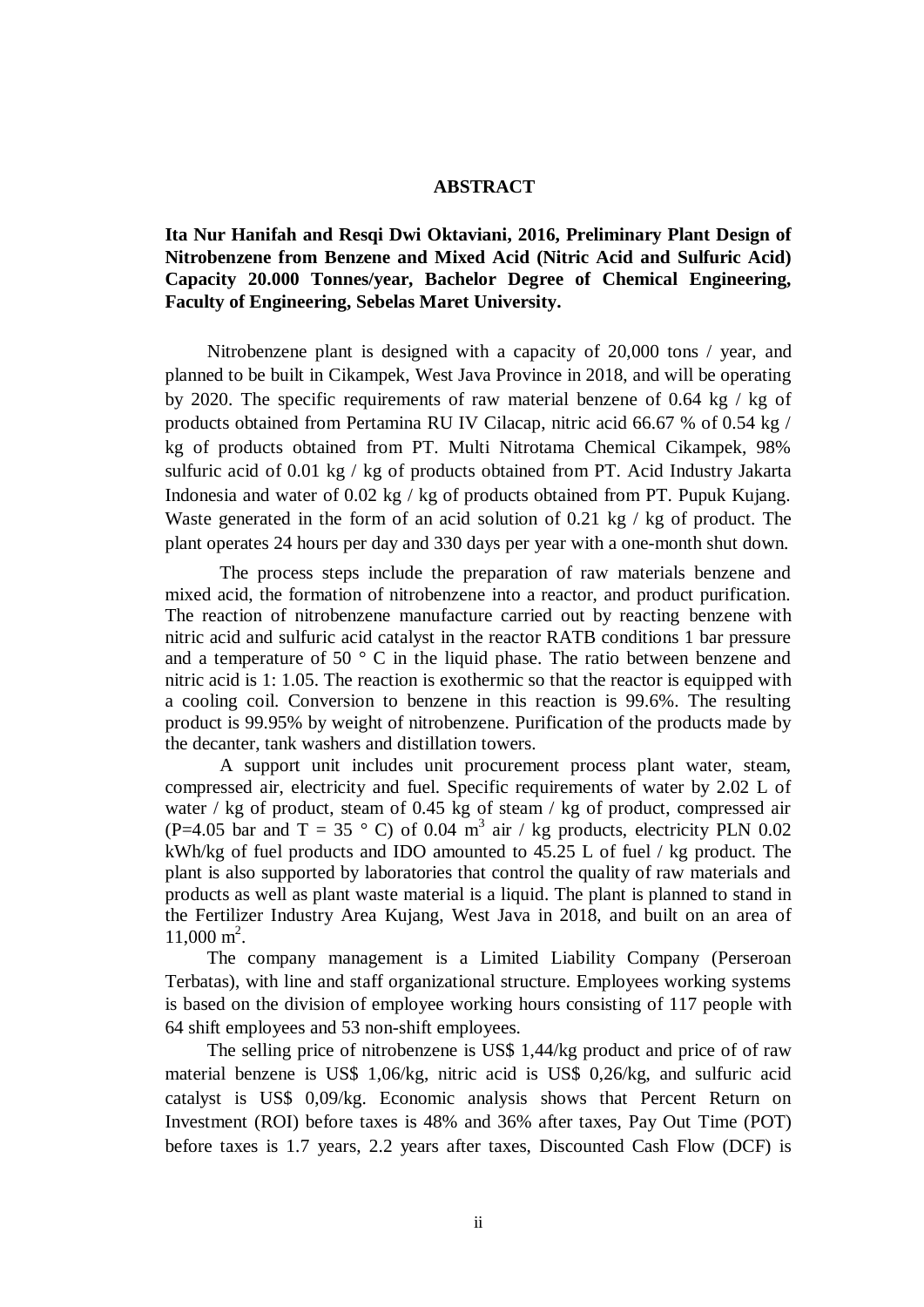# ABSTRACT

**Ita Nur Hanifah and Resqi Dwi Oktaviani, 2016, Preliminary Plant Design of Nitrobenzene from Benzene and Mixed Acid (Nitric Acid and Sulfuric Acid) Capacity 20.000 Tonnes/year, Bachelor Degree of Chemical Engineering, Faculty of Engineering, Sebelas Maret University.**

Nitrobenzene plant is designed with a capacity of 20,000 tons / year, and planned to be built in Cikampek, West Java Province in 2018, and will be operating by 2020. The specific requirements of raw material benzene of 0.64 kg / kg of products obtained from Pertamina RU IV Cilacap, nitric acid 66.67 % of 0.54 kg / kg of products obtained from PT. Multi Nitrotama Chemical Cikampek, 98% sulfuric acid of 0.01 kg / kg of products obtained from PT. Acid Industry Jakarta Indonesia and water of 0.02 kg / kg of products obtained from PT. Pupuk Kujang. Waste generated in the form of an acid solution of 0.21 kg / kg of product. The plant operates 24 hours per day and 330 days per year with a one-month shut down.

The process steps include the preparation of raw materials benzene and mixed acid, the formation of nitrobenzene into a reactor, and product purification. The reaction of nitrobenzene manufacture carried out by reacting benzene with nitric acid and sulfuric acid catalyst in the reactor RATB conditions 1 bar pressure and a temperature of 50 ° C in the liquid phase. The ratio between benzene and nitric acid is 1: 1.05. The reaction is exothermic so that the reactor is equipped with a cooling coil. Conversion to benzene in this reaction is 99.6%. The resulting product is 99.95% by weight of nitrobenzene. Purification of the products made by the decanter, tank washers and distillation towers.

A support unit includes unit procurement process plant water, steam, compressed air, electricity and fuel. Specific requirements of water by 2.02 L of water / kg of product, steam of 0.45 kg of steam / kg of product, compressed air (P=4.05 bar and T = 35 ° C) of 0.04 $m^3$ air / kg products, electricity PLN 0.02 kWh/kg of fuel products and IDO amounted to 45.25 L of fuel / kg product. The plant is also supported by laboratories that control the quality of raw materials and products as well as plant waste material is a liquid. The plant is planned to stand in the Fertilizer Industry Area Kujang, West Java in 2018, and built on an area of 11,000 $m^2$.

The company management is a Limited Liability Company (Perseroan Terbatas), with line and staff organizational structure. Employees working systems is based on the division of employee working hours consisting of 117 people with 64 shift employees and 53 non-shift employees.

The selling price of nitrobenzene is US$ 1,44/kg product and price of of raw material benzene is US$ 1,06/kg, nitric acid is US$ 0,26/kg, and sulfuric acid catalyst is US$ 0,09/kg. Economic analysis shows that Percent Return on Investment (ROI) before taxes is 48% and 36% after taxes, Pay Out Time (POT) before taxes is 1.7 years, 2.2 years after taxes, Discounted Cash Flow (DCF) is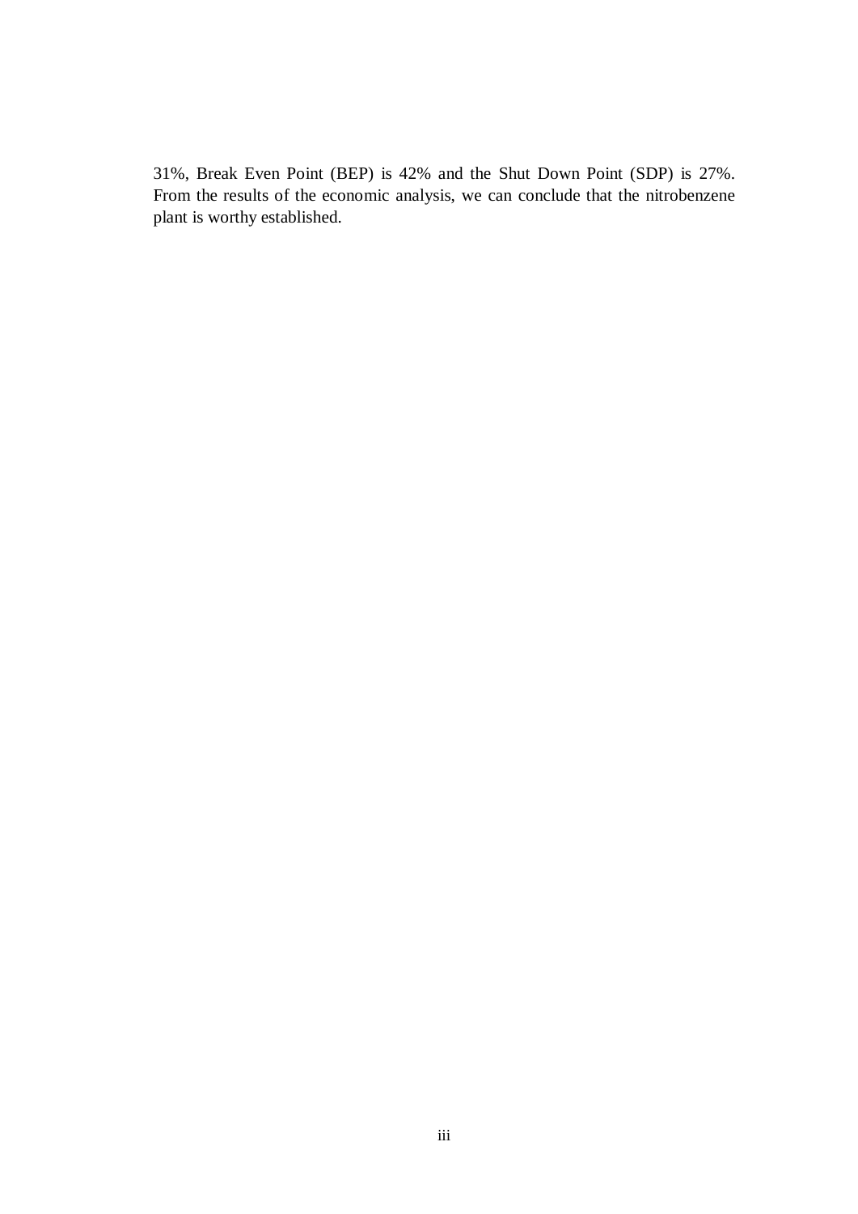31%, Break Even Point (BEP) is 42% and the Shut Down Point (SDP) is 27%. From the results of the economic analysis, we can conclude that the nitrobenzene plant is worthy established.